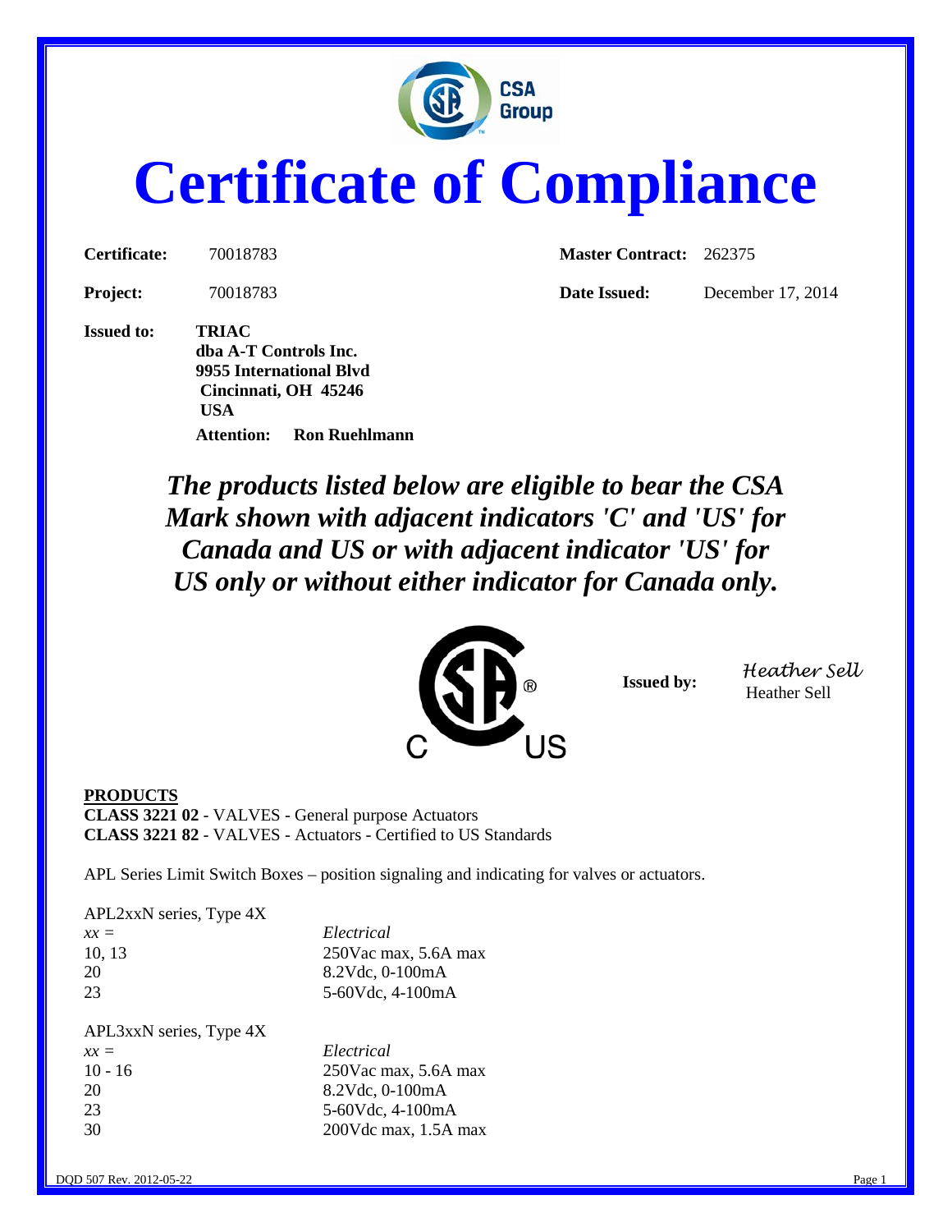# Certificate of Compliance

| | | | |
|---|---|---|---|
| **Certificate:** | 70018783 | **Master Contract:** | 262375 |
| **Project:** | 70018783 | **Date Issued:** | December 17, 2014 |

**Issued to:** **TRIAC**
**dba A-T Controls Inc.**
**9955 International Blvd**
**Cincinnati, OH 45246**
**USA**
**Attention: Ron Ruehlmann**

***The products listed below are eligible to bear the CSA Mark shown with adjacent indicators 'C' and 'US' for Canada and US or with adjacent indicator 'US' for US only or without either indicator for Canada only.***

**Issued by:** *Heather Sell*
Heather Sell

**PRODUCTS**
**CLASS 3221 02** - VALVES - General purpose Actuators
**CLASS 3221 82** - VALVES - Actuators - Certified to US Standards

APL Series Limit Switch Boxes – position signaling and indicating for valves or actuators.

APL2xxN series, Type 4X

| *xx =* | *Electrical* |
|---|---|
| 10, 13 | 250Vac max, 5.6A max |
| 20 | 8.2Vdc, 0-100mA |
| 23 | 5-60Vdc, 4-100mA |

APL3xxN series, Type 4X

| *xx =* | *Electrical* |
|---|---|
| 10 - 16 | 250Vac max, 5.6A max |
| 20 | 8.2Vdc, 0-100mA |
| 23 | 5-60Vdc, 4-100mA |
| 30 | 200Vdc max, 1.5A max |

DQD 507 Rev. 2012-05-22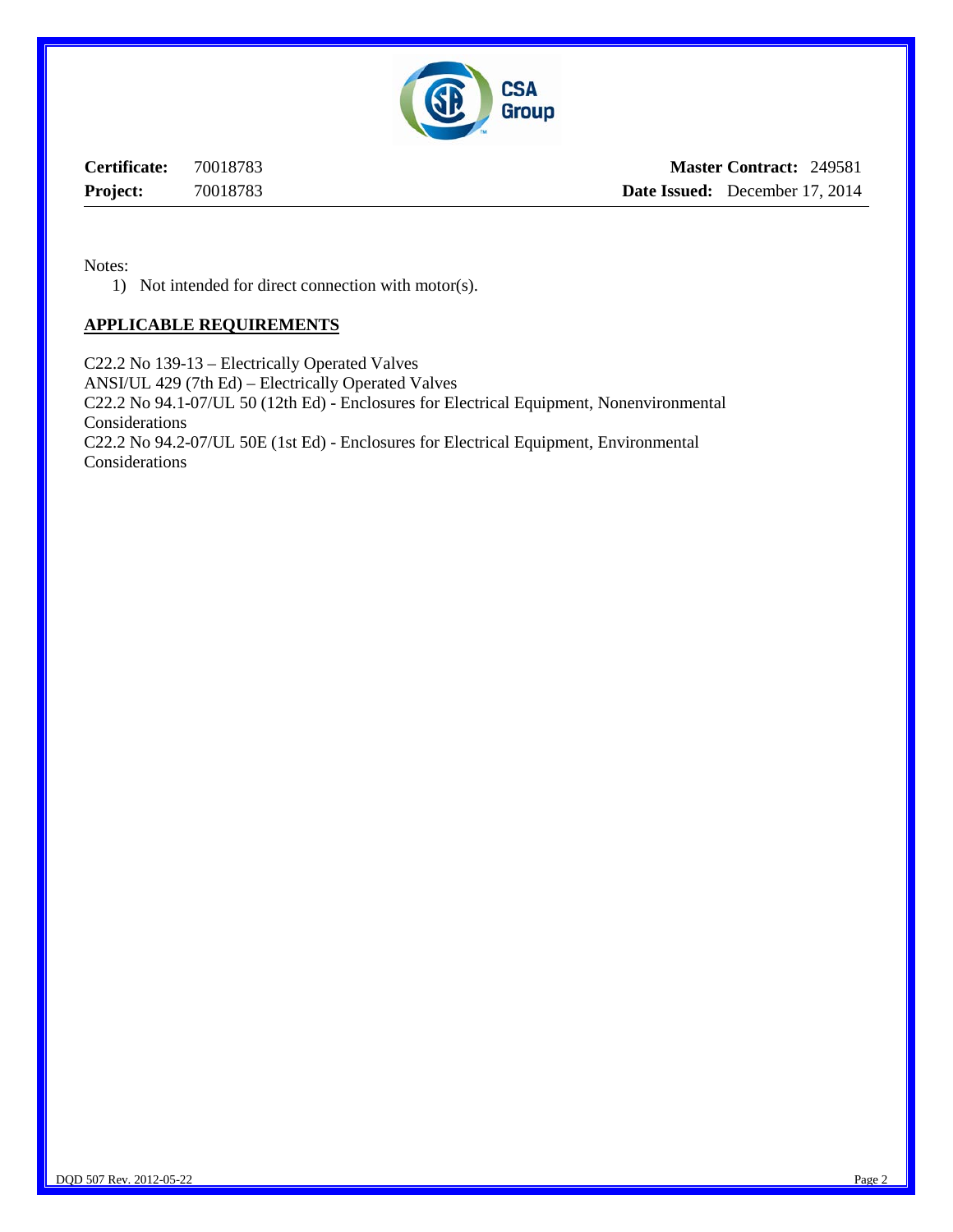Notes:

1) Not intended for direct connection with motor(s).

## APPLICABLE REQUIREMENTS

C22.2 No 139-13 – Electrically Operated Valves
ANSI/UL 429 (7th Ed) – Electrically Operated Valves
C22.2 No 94.1-07/UL 50 (12th Ed) - Enclosures for Electrical Equipment, Nonenvironmental Considerations
C22.2 No 94.2-07/UL 50E (1st Ed) - Enclosures for Electrical Equipment, Environmental Considerations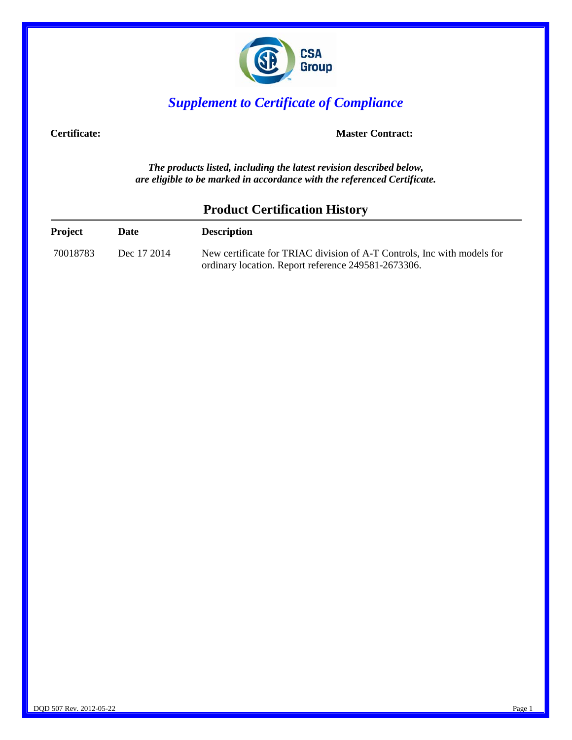# *Supplement to Certificate of Compliance*

**Certificate:** **Master Contract:**

***The products listed, including the latest revision described below, are eligible to be marked in accordance with the referenced Certificate.***

## Product Certification History

| Project | Date | Description |
| --- | --- | --- |
| 70018783 | Dec 17 2014 | New certificate for TRIAC division of A-T Controls, Inc with models for ordinary location. Report reference 249581-2673306. |

DQD 507 Rev. 2012-05-22